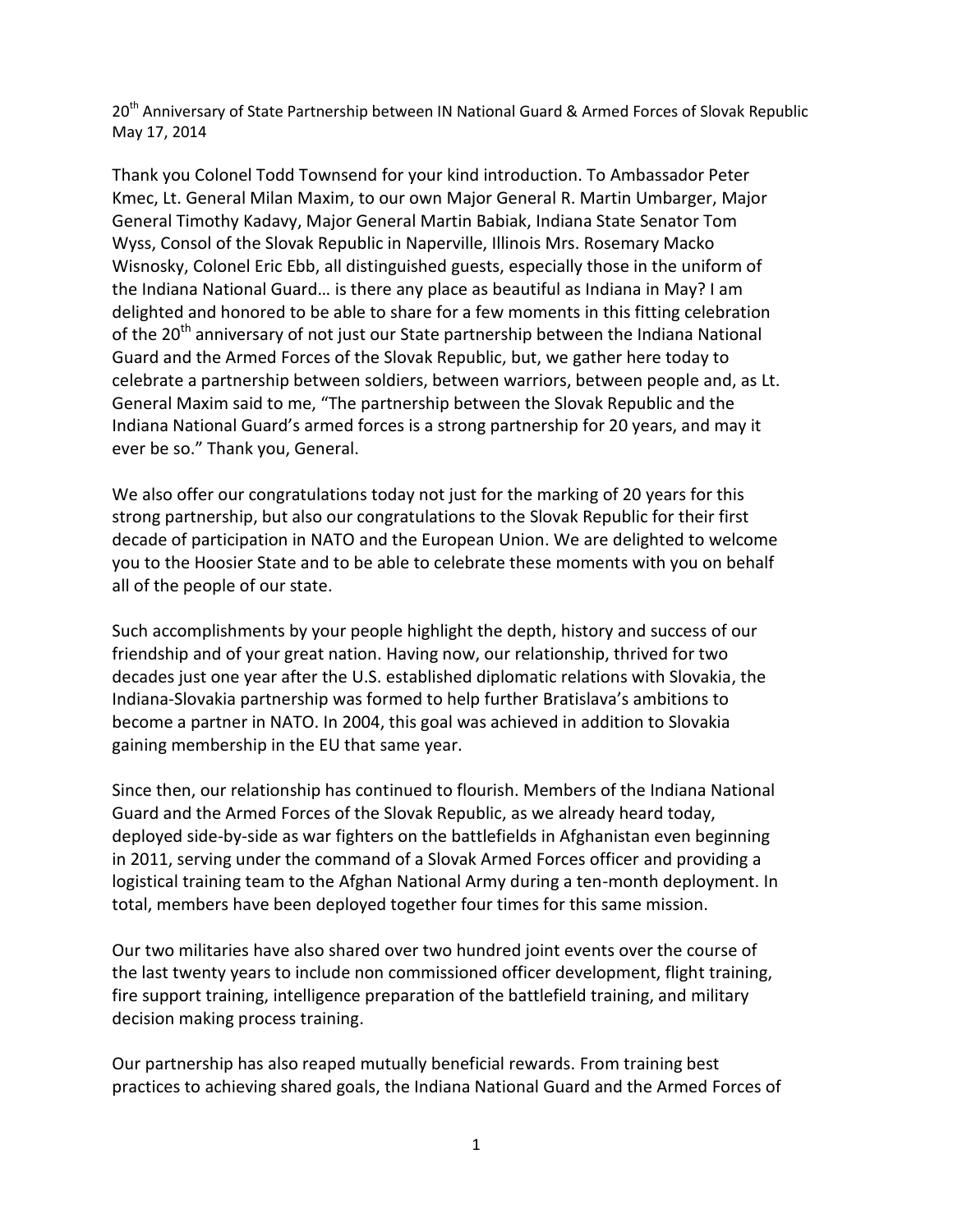20th Anniversary of State Partnership between IN National Guard & Armed Forces of Slovak Republic
May 17, 2014

Thank you Colonel Todd Townsend for your kind introduction. To Ambassador Peter Kmec, Lt. General Milan Maxim, to our own Major General R. Martin Umbarger, Major General Timothy Kadavy, Major General Martin Babiak, Indiana State Senator Tom Wyss, Consol of the Slovak Republic in Naperville, Illinois Mrs. Rosemary Macko Wisnosky, Colonel Eric Ebb, all distinguished guests, especially those in the uniform of the Indiana National Guard… is there any place as beautiful as Indiana in May? I am delighted and honored to be able to share for a few moments in this fitting celebration of the 20th anniversary of not just our State partnership between the Indiana National Guard and the Armed Forces of the Slovak Republic, but, we gather here today to celebrate a partnership between soldiers, between warriors, between people and, as Lt. General Maxim said to me, "The partnership between the Slovak Republic and the Indiana National Guard's armed forces is a strong partnership for 20 years, and may it ever be so." Thank you, General.

We also offer our congratulations today not just for the marking of 20 years for this strong partnership, but also our congratulations to the Slovak Republic for their first decade of participation in NATO and the European Union. We are delighted to welcome you to the Hoosier State and to be able to celebrate these moments with you on behalf all of the people of our state.

Such accomplishments by your people highlight the depth, history and success of our friendship and of your great nation. Having now, our relationship, thrived for two decades just one year after the U.S. established diplomatic relations with Slovakia, the Indiana-Slovakia partnership was formed to help further Bratislava's ambitions to become a partner in NATO. In 2004, this goal was achieved in addition to Slovakia gaining membership in the EU that same year.

Since then, our relationship has continued to flourish. Members of the Indiana National Guard and the Armed Forces of the Slovak Republic, as we already heard today, deployed side-by-side as war fighters on the battlefields in Afghanistan even beginning in 2011, serving under the command of a Slovak Armed Forces officer and providing a logistical training team to the Afghan National Army during a ten-month deployment. In total, members have been deployed together four times for this same mission.

Our two militaries have also shared over two hundred joint events over the course of the last twenty years to include non commissioned officer development, flight training, fire support training, intelligence preparation of the battlefield training, and military decision making process training.

Our partnership has also reaped mutually beneficial rewards. From training best practices to achieving shared goals, the Indiana National Guard and the Armed Forces of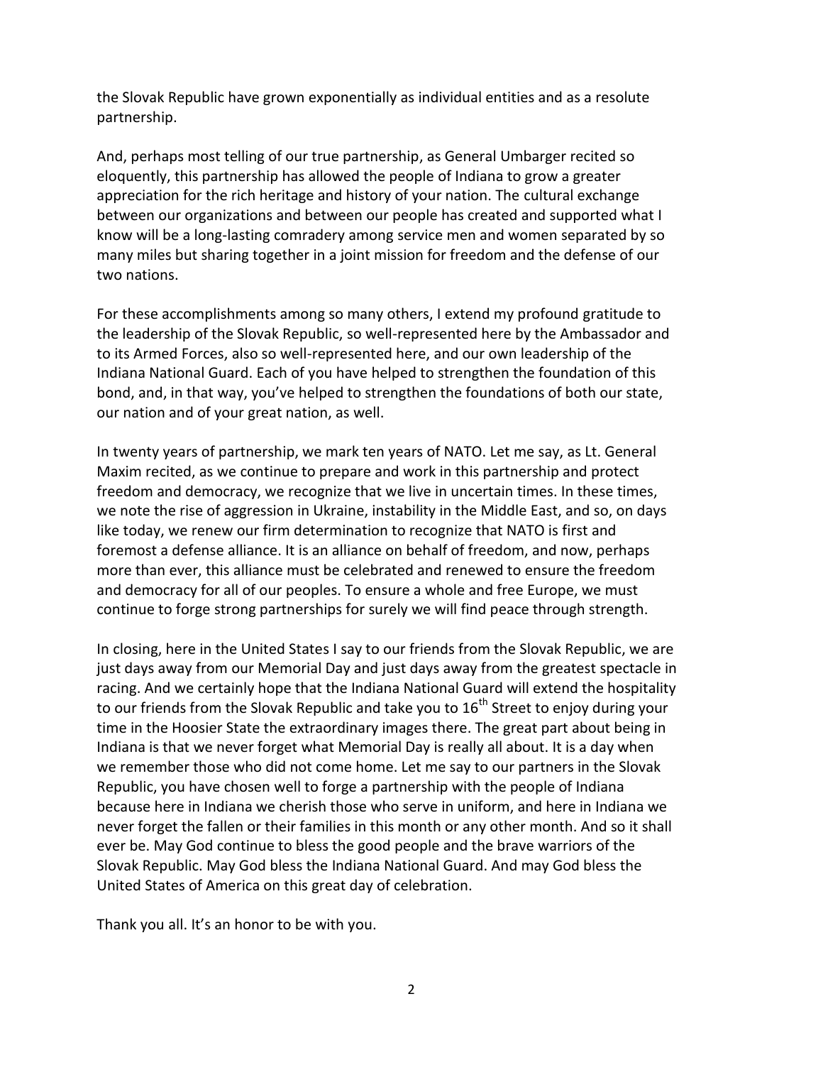the Slovak Republic have grown exponentially as individual entities and as a resolute partnership.

And, perhaps most telling of our true partnership, as General Umbarger recited so eloquently, this partnership has allowed the people of Indiana to grow a greater appreciation for the rich heritage and history of your nation. The cultural exchange between our organizations and between our people has created and supported what I know will be a long-lasting comradery among service men and women separated by so many miles but sharing together in a joint mission for freedom and the defense of our two nations.

For these accomplishments among so many others, I extend my profound gratitude to the leadership of the Slovak Republic, so well-represented here by the Ambassador and to its Armed Forces, also so well-represented here, and our own leadership of the Indiana National Guard. Each of you have helped to strengthen the foundation of this bond, and, in that way, you've helped to strengthen the foundations of both our state, our nation and of your great nation, as well.

In twenty years of partnership, we mark ten years of NATO. Let me say, as Lt. General Maxim recited, as we continue to prepare and work in this partnership and protect freedom and democracy, we recognize that we live in uncertain times. In these times, we note the rise of aggression in Ukraine, instability in the Middle East, and so, on days like today, we renew our firm determination to recognize that NATO is first and foremost a defense alliance. It is an alliance on behalf of freedom, and now, perhaps more than ever, this alliance must be celebrated and renewed to ensure the freedom and democracy for all of our peoples. To ensure a whole and free Europe, we must continue to forge strong partnerships for surely we will find peace through strength.

In closing, here in the United States I say to our friends from the Slovak Republic, we are just days away from our Memorial Day and just days away from the greatest spectacle in racing. And we certainly hope that the Indiana National Guard will extend the hospitality to our friends from the Slovak Republic and take you to 16th Street to enjoy during your time in the Hoosier State the extraordinary images there. The great part about being in Indiana is that we never forget what Memorial Day is really all about. It is a day when we remember those who did not come home. Let me say to our partners in the Slovak Republic, you have chosen well to forge a partnership with the people of Indiana because here in Indiana we cherish those who serve in uniform, and here in Indiana we never forget the fallen or their families in this month or any other month. And so it shall ever be. May God continue to bless the good people and the brave warriors of the Slovak Republic. May God bless the Indiana National Guard. And may God bless the United States of America on this great day of celebration.

Thank you all. It's an honor to be with you.